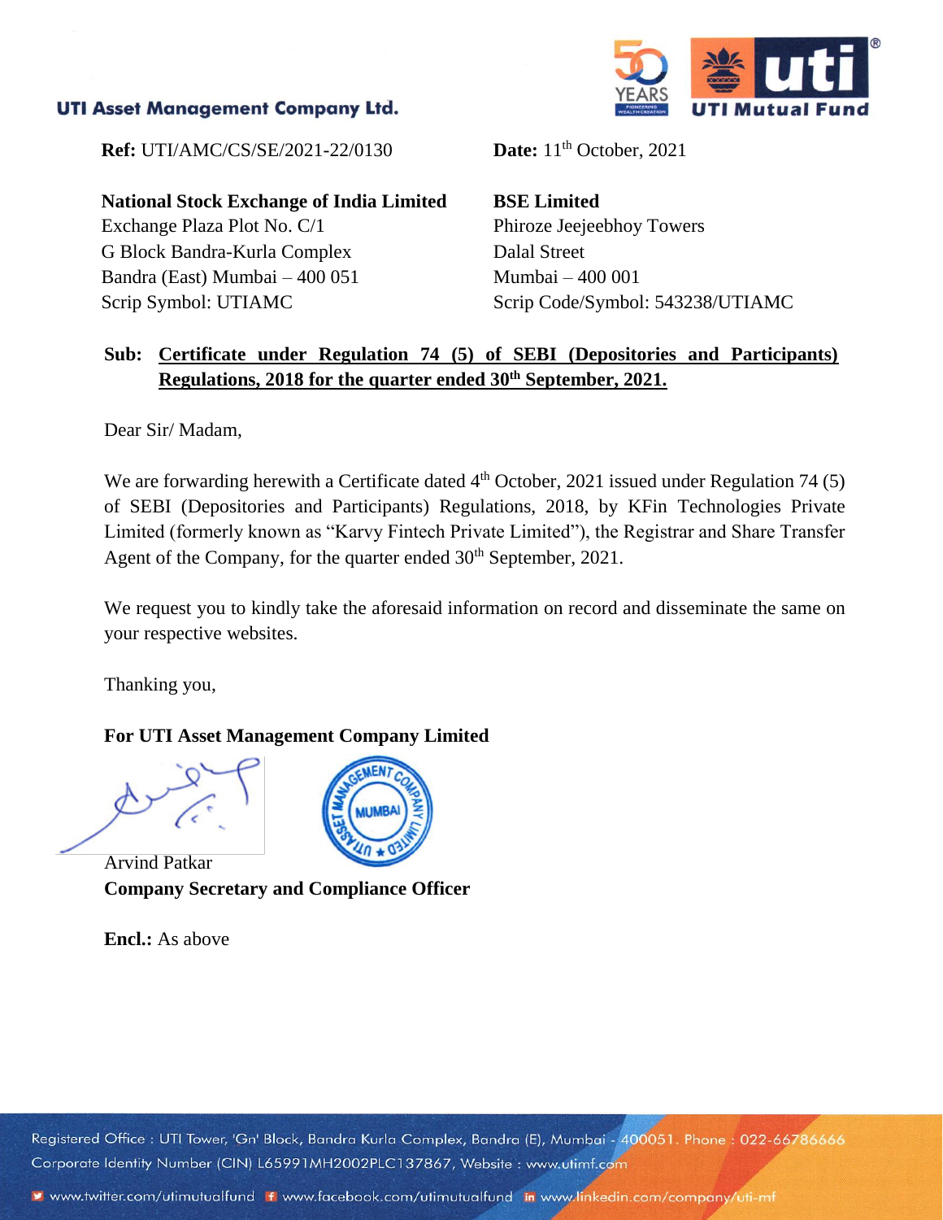**UTI Asset Management Company Ltd.**

**Ref:** UTI/AMC/CS/SE/2021-22/0130

**Date:** 11th October, 2021

**National Stock Exchange of India Limited**
Exchange Plaza Plot No. C/1
G Block Bandra-Kurla Complex
Bandra (East) Mumbai – 400 051
Scrip Symbol: UTIAMC

**BSE Limited**
Phiroze Jeejeebhoy Towers
Dalal Street
Mumbai – 400 001
Scrip Code/Symbol: 543238/UTIAMC

**Sub: Certificate under Regulation 74 (5) of SEBI (Depositories and Participants) Regulations, 2018 for the quarter ended 30th September, 2021.**

Dear Sir/ Madam,

We are forwarding herewith a Certificate dated 4th October, 2021 issued under Regulation 74 (5) of SEBI (Depositories and Participants) Regulations, 2018, by KFin Technologies Private Limited (formerly known as "Karvy Fintech Private Limited"), the Registrar and Share Transfer Agent of the Company, for the quarter ended 30th September, 2021.

We request you to kindly take the aforesaid information on record and disseminate the same on your respective websites.

Thanking you,

**For UTI Asset Management Company Limited**

Arvind Patkar
**Company Secretary and Compliance Officer**

**Encl.:** As above

Registered Office : UTI Tower, 'Gn' Block, Bandra Kurla Complex, Bandra (E), Mumbai - 400051. Phone : 022-66786666
Corporate Identity Number (CIN) L65991MH2002PLC137867, Website : www.utimf.com
www.twitter.com/utimutualfund www.facebook.com/utimutualfund www.linkedin.com/company/uti-mf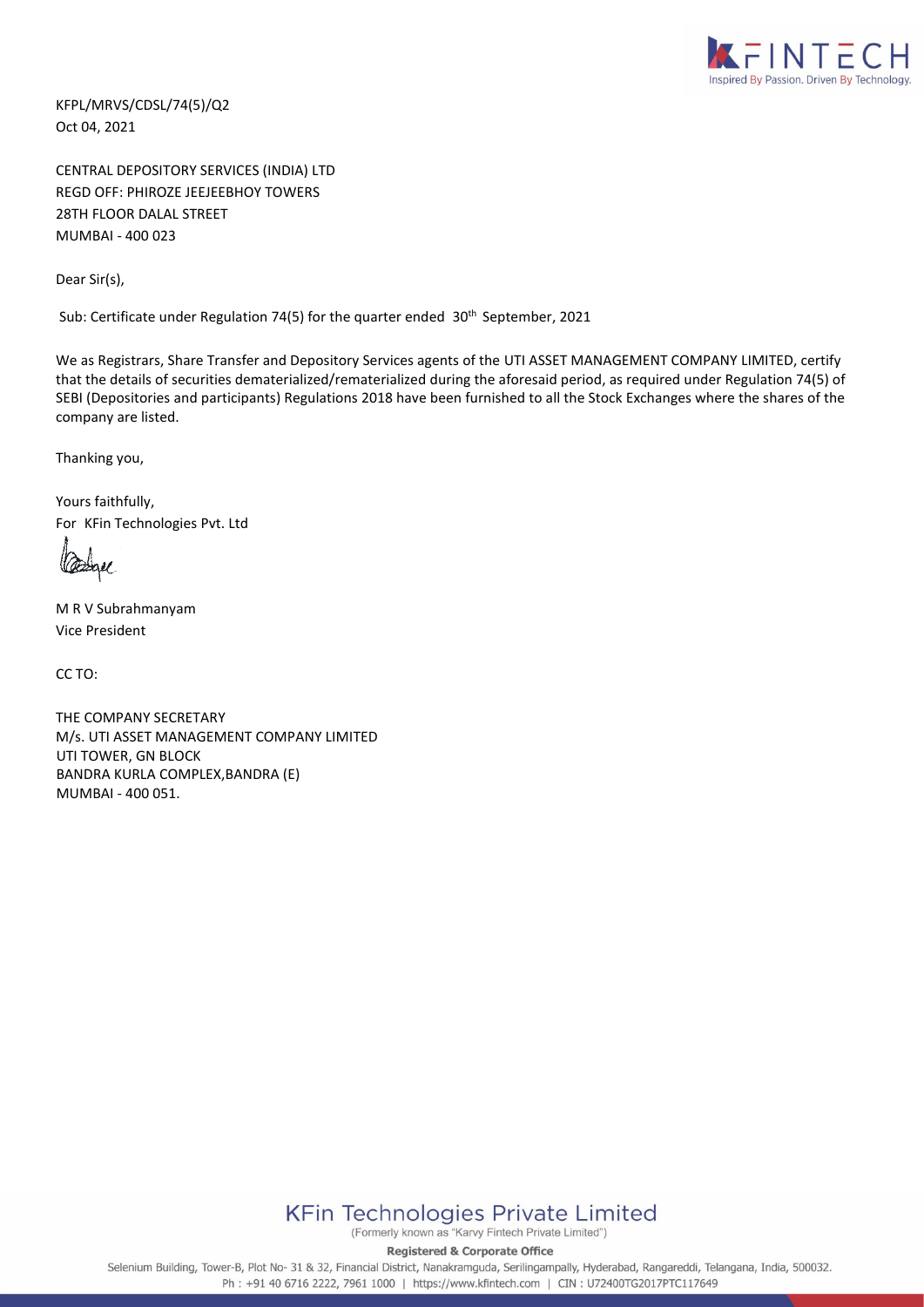KFPL/MRVS/CDSL/74(5)/Q2
Oct 04, 2021

CENTRAL DEPOSITORY SERVICES (INDIA) LTD
REGD OFF: PHIROZE JEEJEEBHOY TOWERS
28TH FLOOR DALAL STREET
MUMBAI - 400 023

Dear Sir(s),

Sub: Certificate under Regulation 74(5) for the quarter ended 30th September, 2021

We as Registrars, Share Transfer and Depository Services agents of the UTI ASSET MANAGEMENT COMPANY LIMITED, certify that the details of securities dematerialized/rematerialized during the aforesaid period, as required under Regulation 74(5) of SEBI (Depositories and participants) Regulations 2018 have been furnished to all the Stock Exchanges where the shares of the company are listed.

Thanking you,

Yours faithfully,
For KFin Technologies Pvt. Ltd

M R V Subrahmanyam
Vice President

CC TO:

THE COMPANY SECRETARY
M/s. UTI ASSET MANAGEMENT COMPANY LIMITED
UTI TOWER, GN BLOCK
BANDRA KURLA COMPLEX,BANDRA (E)
MUMBAI - 400 051.

**KFin Technologies Private Limited**
(Formerly known as "Karvy Fintech Private Limited")

**Registered & Corporate Office**
Selenium Building, Tower-B, Plot No- 31 & 32, Financial District, Nanakramguda, Serilingampally, Hyderabad, Rangareddi, Telangana, India, 500032.
Ph : +91 40 6716 2222, 7961 1000 | https://www.kfintech.com | CIN : U72400TG2017PTC117649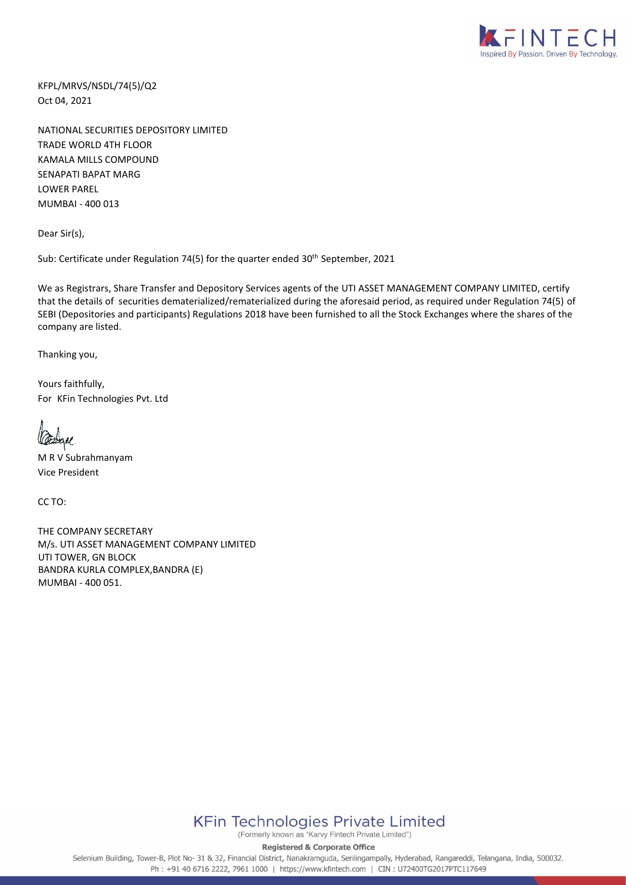KFPL/MRVS/NSDL/74(5)/Q2
Oct 04, 2021

NATIONAL SECURITIES DEPOSITORY LIMITED
TRADE WORLD 4TH FLOOR
KAMALA MILLS COMPOUND
SENAPATI BAPAT MARG
LOWER PAREL
MUMBAI - 400 013

Dear Sir(s),

Sub: Certificate under Regulation 74(5) for the quarter ended 30th September, 2021

We as Registrars, Share Transfer and Depository Services agents of the UTI ASSET MANAGEMENT COMPANY LIMITED, certify that the details of securities dematerialized/rematerialized during the aforesaid period, as required under Regulation 74(5) of SEBI (Depositories and participants) Regulations 2018 have been furnished to all the Stock Exchanges where the shares of the company are listed.

Thanking you,

Yours faithfully,
For KFin Technologies Pvt. Ltd

M R V Subrahmanyam
Vice President

CC TO:

THE COMPANY SECRETARY
M/s. UTI ASSET MANAGEMENT COMPANY LIMITED
UTI TOWER, GN BLOCK
BANDRA KURLA COMPLEX,BANDRA (E)
MUMBAI - 400 051.

**KFin Technologies Private Limited**
(Formerly known as "Karvy Fintech Private Limited")

**Registered & Corporate Office**
Selenium Building, Tower-B, Plot No- 31 & 32, Financial District, Nanakramguda, Serilingampally, Hyderabad, Rangareddi, Telangana, India, 500032.
Ph : +91 40 6716 2222, 7961 1000 | https://www.kfintech.com | CIN : U72400TG2017PTC117649